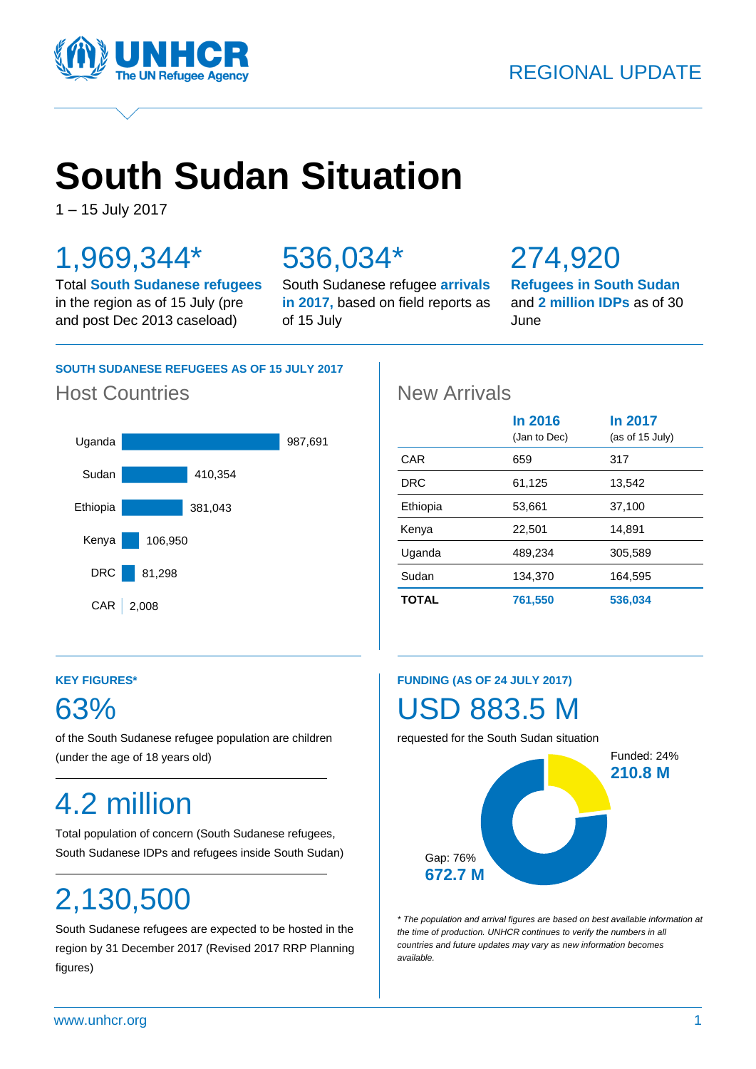UNHCR
The UN Refugee Agency

REGIONAL UPDATE

# South Sudan Situation

1 – 15 July 2017

## 1,969,344*

Total **South Sudanese refugees** in the region as of 15 July (pre and post Dec 2013 caseload)

## 536,034*

South Sudanese refugee **arrivals in 2017,** based on field reports as of 15 July

## 274,920

**Refugees in South Sudan** and **2 million IDPs** as of 30 June

### SOUTH SUDANESE REFUGEES AS OF 15 JULY 2017

#### Host Countries

| Country | Refugees |
|---|---|
| Uganda | 987,691 |
| Sudan | 410,354 |
| Ethiopia | 381,043 |
| Kenya | 106,950 |
| DRC | 81,298 |
| CAR | 2,008 |

#### New Arrivals

| | In 2016 (Jan to Dec) | In 2017 (as of 15 July) |
|---|---|---|
| CAR | 659 | 317 |
| DRC | 61,125 | 13,542 |
| Ethiopia | 53,661 | 37,100 |
| Kenya | 22,501 | 14,891 |
| Uganda | 489,234 | 305,589 |
| Sudan | 134,370 | 164,595 |
| **TOTAL** | **761,550** | **536,034** |

### KEY FIGURES*

## 63%

of the South Sudanese refugee population are children (under the age of 18 years old)

## 4.2 million

Total population of concern (South Sudanese refugees, South Sudanese IDPs and refugees inside South Sudan)

## 2,130,500

South Sudanese refugees are expected to be hosted in the region by 31 December 2017 (Revised 2017 RRP Planning figures)

### FUNDING (AS OF 24 JULY 2017)

## USD 883.5 M

requested for the South Sudan situation

Funded: 24%
**210.8 M**

Gap: 76%
**672.7 M**

*\* The population and arrival figures are based on best available information at the time of production. UNHCR continues to verify the numbers in all countries and future updates may vary as new information becomes available.*

www.unhcr.org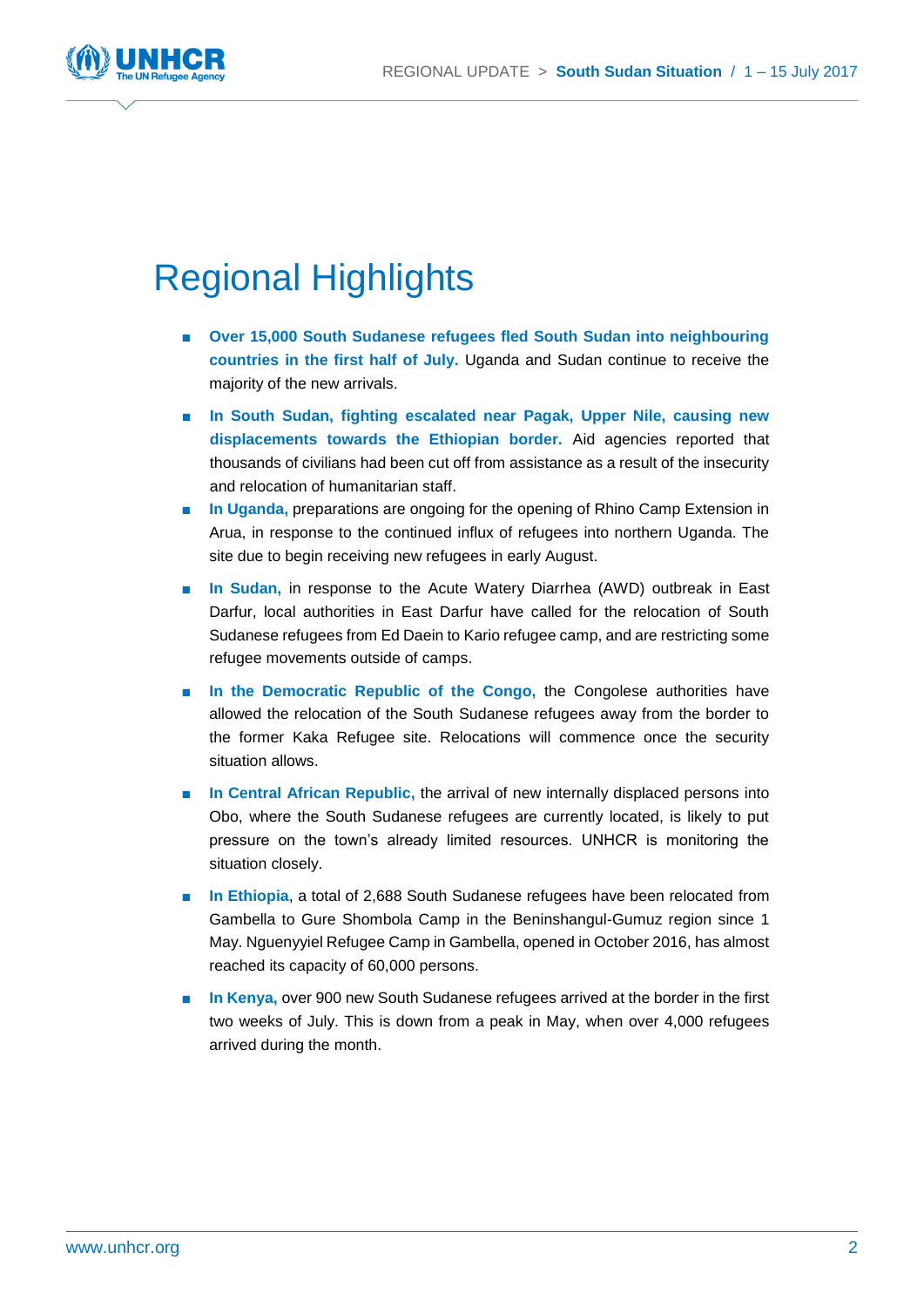# Regional Highlights

- **Over 15,000 South Sudanese refugees fled South Sudan into neighbouring countries in the first half of July.** Uganda and Sudan continue to receive the majority of the new arrivals.
- **In South Sudan, fighting escalated near Pagak, Upper Nile, causing new displacements towards the Ethiopian border.** Aid agencies reported that thousands of civilians had been cut off from assistance as a result of the insecurity and relocation of humanitarian staff.
- **In Uganda,** preparations are ongoing for the opening of Rhino Camp Extension in Arua, in response to the continued influx of refugees into northern Uganda. The site due to begin receiving new refugees in early August.
- **In Sudan,** in response to the Acute Watery Diarrhea (AWD) outbreak in East Darfur, local authorities in East Darfur have called for the relocation of South Sudanese refugees from Ed Daein to Kario refugee camp, and are restricting some refugee movements outside of camps.
- **In the Democratic Republic of the Congo,** the Congolese authorities have allowed the relocation of the South Sudanese refugees away from the border to the former Kaka Refugee site. Relocations will commence once the security situation allows.
- **In Central African Republic,** the arrival of new internally displaced persons into Obo, where the South Sudanese refugees are currently located, is likely to put pressure on the town's already limited resources. UNHCR is monitoring the situation closely.
- **In Ethiopia**, a total of 2,688 South Sudanese refugees have been relocated from Gambella to Gure Shombola Camp in the Beninshangul-Gumuz region since 1 May. Nguenyyiel Refugee Camp in Gambella, opened in October 2016, has almost reached its capacity of 60,000 persons.
- **In Kenya,** over 900 new South Sudanese refugees arrived at the border in the first two weeks of July. This is down from a peak in May, when over 4,000 refugees arrived during the month.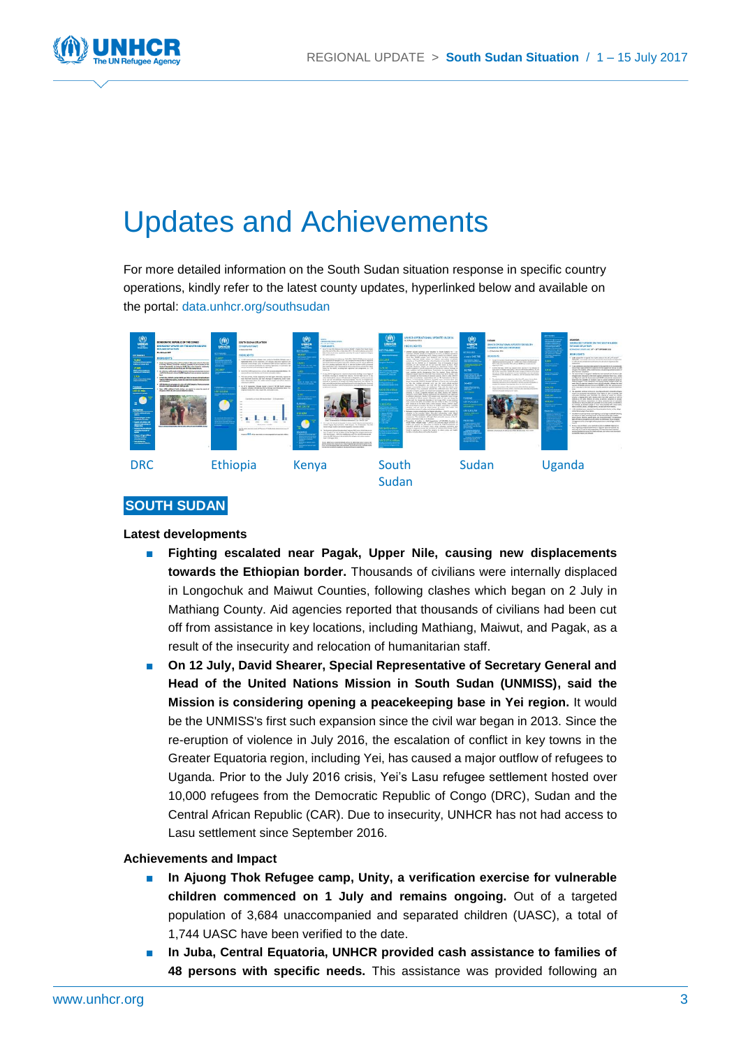# Updates and Achievements

For more detailed information on the South Sudan situation response in specific country operations, kindly refer to the latest county updates, hyperlinked below and available on the portal: data.unhcr.org/southsudan

DRC | Ethiopia | Kenya | South Sudan | Sudan | Uganda

## SOUTH SUDAN

**Latest developments**

- **Fighting escalated near Pagak, Upper Nile, causing new displacements towards the Ethiopian border.** Thousands of civilians were internally displaced in Longochuk and Maiwut Counties, following clashes which began on 2 July in Mathiang County. Aid agencies reported that thousands of civilians had been cut off from assistance in key locations, including Mathiang, Maiwut, and Pagak, as a result of the insecurity and relocation of humanitarian staff.
- **On 12 July, David Shearer, Special Representative of Secretary General and Head of the United Nations Mission in South Sudan (UNMISS), said the Mission is considering opening a peacekeeping base in Yei region.** It would be the UNMISS's first such expansion since the civil war began in 2013. Since the re-eruption of violence in July 2016, the escalation of conflict in key towns in the Greater Equatoria region, including Yei, has caused a major outflow of refugees to Uganda. Prior to the July 2016 crisis, Yei's Lasu refugee settlement hosted over 10,000 refugees from the Democratic Republic of Congo (DRC), Sudan and the Central African Republic (CAR). Due to insecurity, UNHCR has not had access to Lasu settlement since September 2016.

**Achievements and Impact**

- **In Ajuong Thok Refugee camp, Unity, a verification exercise for vulnerable children commenced on 1 July and remains ongoing.** Out of a targeted population of 3,684 unaccompanied and separated children (UASC), a total of 1,744 UASC have been verified to the date.
- **In Juba, Central Equatoria, UNHCR provided cash assistance to families of 48 persons with specific needs.** This assistance was provided following an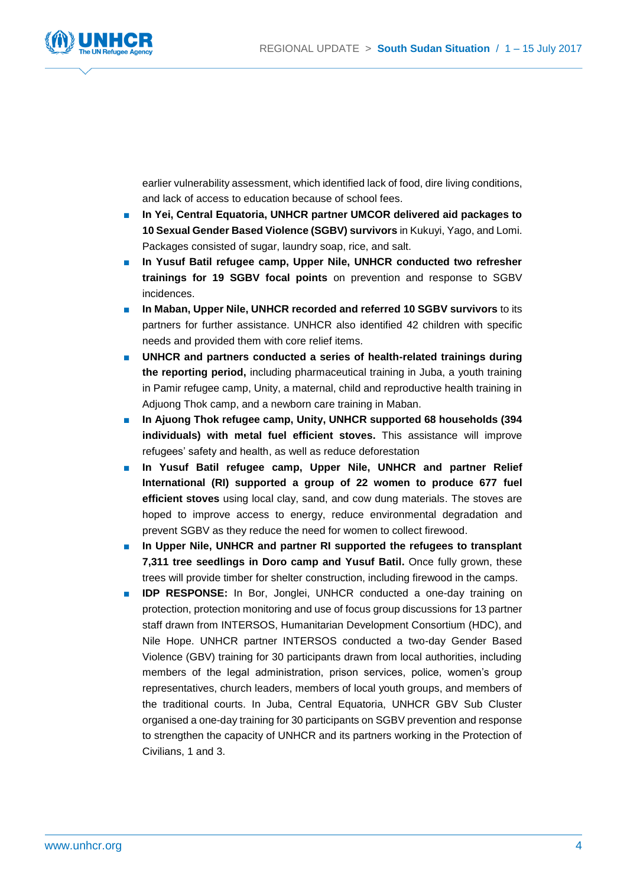earlier vulnerability assessment, which identified lack of food, dire living conditions, and lack of access to education because of school fees.

- **In Yei, Central Equatoria, UNHCR partner UMCOR delivered aid packages to 10 Sexual Gender Based Violence (SGBV) survivors** in Kukuyi, Yago, and Lomi. Packages consisted of sugar, laundry soap, rice, and salt.
- **In Yusuf Batil refugee camp, Upper Nile, UNHCR conducted two refresher trainings for 19 SGBV focal points** on prevention and response to SGBV incidences.
- **In Maban, Upper Nile, UNHCR recorded and referred 10 SGBV survivors** to its partners for further assistance. UNHCR also identified 42 children with specific needs and provided them with core relief items.
- **UNHCR and partners conducted a series of health-related trainings during the reporting period,** including pharmaceutical training in Juba, a youth training in Pamir refugee camp, Unity, a maternal, child and reproductive health training in Adjuong Thok camp, and a newborn care training in Maban.
- **In Ajuong Thok refugee camp, Unity, UNHCR supported 68 households (394 individuals) with metal fuel efficient stoves.** This assistance will improve refugees' safety and health, as well as reduce deforestation
- **In Yusuf Batil refugee camp, Upper Nile, UNHCR and partner Relief International (RI) supported a group of 22 women to produce 677 fuel efficient stoves** using local clay, sand, and cow dung materials. The stoves are hoped to improve access to energy, reduce environmental degradation and prevent SGBV as they reduce the need for women to collect firewood.
- **In Upper Nile, UNHCR and partner RI supported the refugees to transplant 7,311 tree seedlings in Doro camp and Yusuf Batil.** Once fully grown, these trees will provide timber for shelter construction, including firewood in the camps.
- **IDP RESPONSE:** In Bor, Jonglei, UNHCR conducted a one-day training on protection, protection monitoring and use of focus group discussions for 13 partner staff drawn from INTERSOS, Humanitarian Development Consortium (HDC), and Nile Hope. UNHCR partner INTERSOS conducted a two-day Gender Based Violence (GBV) training for 30 participants drawn from local authorities, including members of the legal administration, prison services, police, women's group representatives, church leaders, members of local youth groups, and members of the traditional courts. In Juba, Central Equatoria, UNHCR GBV Sub Cluster organised a one-day training for 30 participants on SGBV prevention and response to strengthen the capacity of UNHCR and its partners working in the Protection of Civilians, 1 and 3.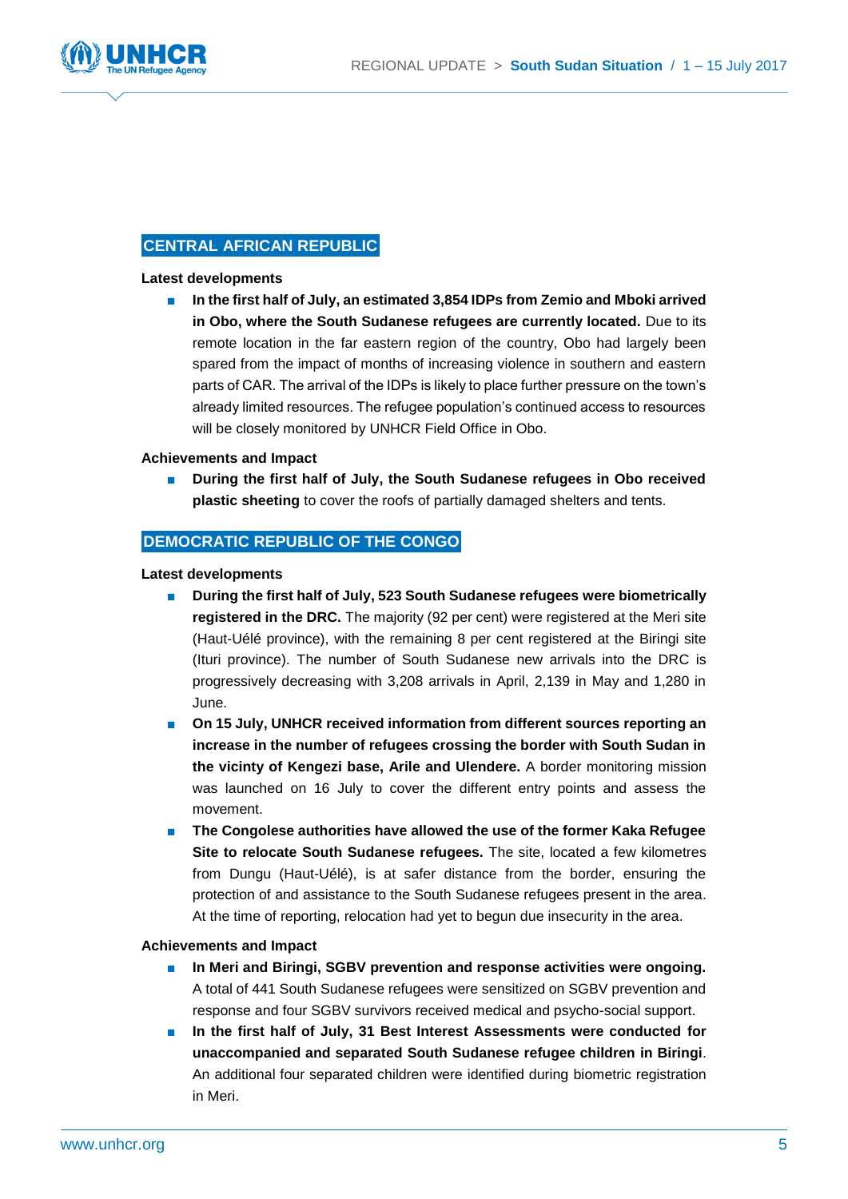## CENTRAL AFRICAN REPUBLIC

**Latest developments**

- **In the first half of July, an estimated 3,854 IDPs from Zemio and Mboki arrived in Obo, where the South Sudanese refugees are currently located.** Due to its remote location in the far eastern region of the country, Obo had largely been spared from the impact of months of increasing violence in southern and eastern parts of CAR. The arrival of the IDPs is likely to place further pressure on the town's already limited resources. The refugee population's continued access to resources will be closely monitored by UNHCR Field Office in Obo.

**Achievements and Impact**

- **During the first half of July, the South Sudanese refugees in Obo received plastic sheeting** to cover the roofs of partially damaged shelters and tents.

## DEMOCRATIC REPUBLIC OF THE CONGO

**Latest developments**

- **During the first half of July, 523 South Sudanese refugees were biometrically registered in the DRC.** The majority (92 per cent) were registered at the Meri site (Haut-Uélé province), with the remaining 8 per cent registered at the Biringi site (Ituri province). The number of South Sudanese new arrivals into the DRC is progressively decreasing with 3,208 arrivals in April, 2,139 in May and 1,280 in June.
- **On 15 July, UNHCR received information from different sources reporting an increase in the number of refugees crossing the border with South Sudan in the vicinity of Kengezi base, Arile and Ulendere.** A border monitoring mission was launched on 16 July to cover the different entry points and assess the movement.
- **The Congolese authorities have allowed the use of the former Kaka Refugee Site to relocate South Sudanese refugees.** The site, located a few kilometres from Dungu (Haut-Uélé), is at safer distance from the border, ensuring the protection of and assistance to the South Sudanese refugees present in the area. At the time of reporting, relocation had yet to begun due insecurity in the area.

**Achievements and Impact**

- **In Meri and Biringi, SGBV prevention and response activities were ongoing.** A total of 441 South Sudanese refugees were sensitized on SGBV prevention and response and four SGBV survivors received medical and psycho-social support.
- **In the first half of July, 31 Best Interest Assessments were conducted for unaccompanied and separated South Sudanese refugee children in Biringi**. An additional four separated children were identified during biometric registration in Meri.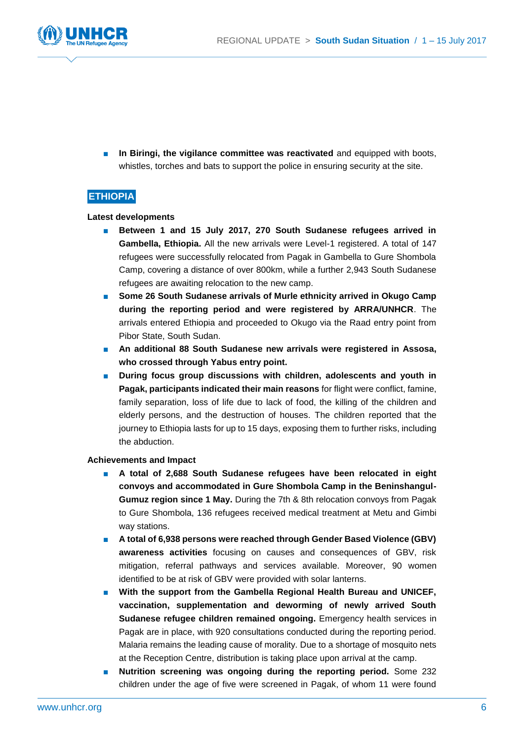- **In Biringi, the vigilance committee was reactivated** and equipped with boots, whistles, torches and bats to support the police in ensuring security at the site.

## ETHIOPIA

**Latest developments**

- **Between 1 and 15 July 2017, 270 South Sudanese refugees arrived in Gambella, Ethiopia.** All the new arrivals were Level-1 registered. A total of 147 refugees were successfully relocated from Pagak in Gambella to Gure Shombola Camp, covering a distance of over 800km, while a further 2,943 South Sudanese refugees are awaiting relocation to the new camp.
- **Some 26 South Sudanese arrivals of Murle ethnicity arrived in Okugo Camp during the reporting period and were registered by ARRA/UNHCR**. The arrivals entered Ethiopia and proceeded to Okugo via the Raad entry point from Pibor State, South Sudan.
- **An additional 88 South Sudanese new arrivals were registered in Assosa, who crossed through Yabus entry point.**
- **During focus group discussions with children, adolescents and youth in Pagak, participants indicated their main reasons** for flight were conflict, famine, family separation, loss of life due to lack of food, the killing of the children and elderly persons, and the destruction of houses. The children reported that the journey to Ethiopia lasts for up to 15 days, exposing them to further risks, including the abduction.

**Achievements and Impact**

- **A total of 2,688 South Sudanese refugees have been relocated in eight convoys and accommodated in Gure Shombola Camp in the Beninshangul-Gumuz region since 1 May.** During the 7th & 8th relocation convoys from Pagak to Gure Shombola, 136 refugees received medical treatment at Metu and Gimbi way stations.
- **A total of 6,938 persons were reached through Gender Based Violence (GBV) awareness activities** focusing on causes and consequences of GBV, risk mitigation, referral pathways and services available. Moreover, 90 women identified to be at risk of GBV were provided with solar lanterns.
- **With the support from the Gambella Regional Health Bureau and UNICEF, vaccination, supplementation and deworming of newly arrived South Sudanese refugee children remained ongoing.** Emergency health services in Pagak are in place, with 920 consultations conducted during the reporting period. Malaria remains the leading cause of morality. Due to a shortage of mosquito nets at the Reception Centre, distribution is taking place upon arrival at the camp.
- **Nutrition screening was ongoing during the reporting period.** Some 232 children under the age of five were screened in Pagak, of whom 11 were found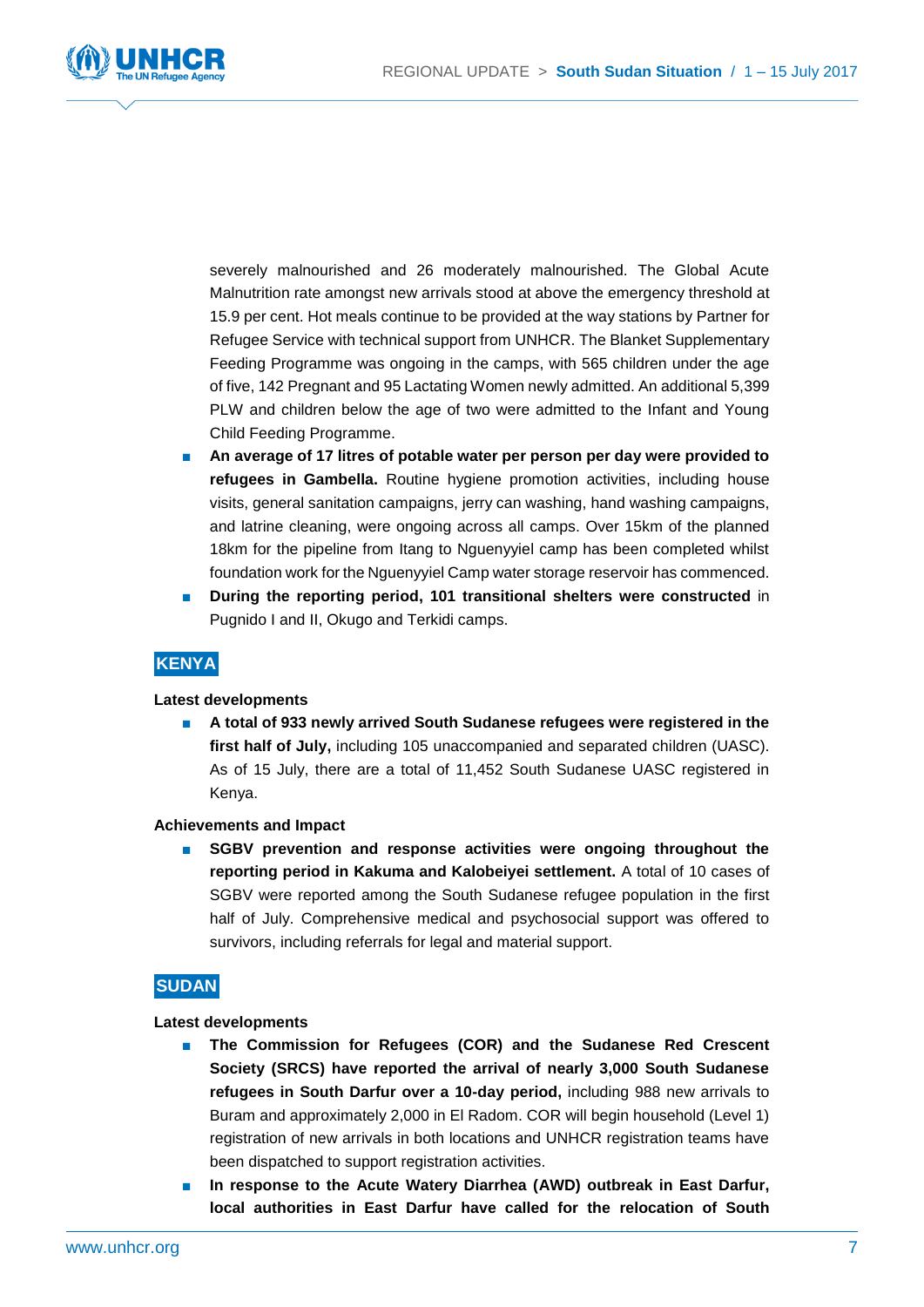severely malnourished and 26 moderately malnourished. The Global Acute Malnutrition rate amongst new arrivals stood at above the emergency threshold at 15.9 per cent. Hot meals continue to be provided at the way stations by Partner for Refugee Service with technical support from UNHCR. The Blanket Supplementary Feeding Programme was ongoing in the camps, with 565 children under the age of five, 142 Pregnant and 95 Lactating Women newly admitted. An additional 5,399 PLW and children below the age of two were admitted to the Infant and Young Child Feeding Programme.

- **An average of 17 litres of potable water per person per day were provided to refugees in Gambella.** Routine hygiene promotion activities, including house visits, general sanitation campaigns, jerry can washing, hand washing campaigns, and latrine cleaning, were ongoing across all camps. Over 15km of the planned 18km for the pipeline from Itang to Nguenyyiel camp has been completed whilst foundation work for the Nguenyyiel Camp water storage reservoir has commenced.
- **During the reporting period, 101 transitional shelters were constructed** in Pugnido I and II, Okugo and Terkidi camps.

## KENYA

**Latest developments**

- **A total of 933 newly arrived South Sudanese refugees were registered in the first half of July,** including 105 unaccompanied and separated children (UASC). As of 15 July, there are a total of 11,452 South Sudanese UASC registered in Kenya.

**Achievements and Impact**

- **SGBV prevention and response activities were ongoing throughout the reporting period in Kakuma and Kalobeiyei settlement.** A total of 10 cases of SGBV were reported among the South Sudanese refugee population in the first half of July. Comprehensive medical and psychosocial support was offered to survivors, including referrals for legal and material support.

## SUDAN

**Latest developments**

- **The Commission for Refugees (COR) and the Sudanese Red Crescent Society (SRCS) have reported the arrival of nearly 3,000 South Sudanese refugees in South Darfur over a 10-day period,** including 988 new arrivals to Buram and approximately 2,000 in El Radom. COR will begin household (Level 1) registration of new arrivals in both locations and UNHCR registration teams have been dispatched to support registration activities.
- **In response to the Acute Watery Diarrhea (AWD) outbreak in East Darfur, local authorities in East Darfur have called for the relocation of South**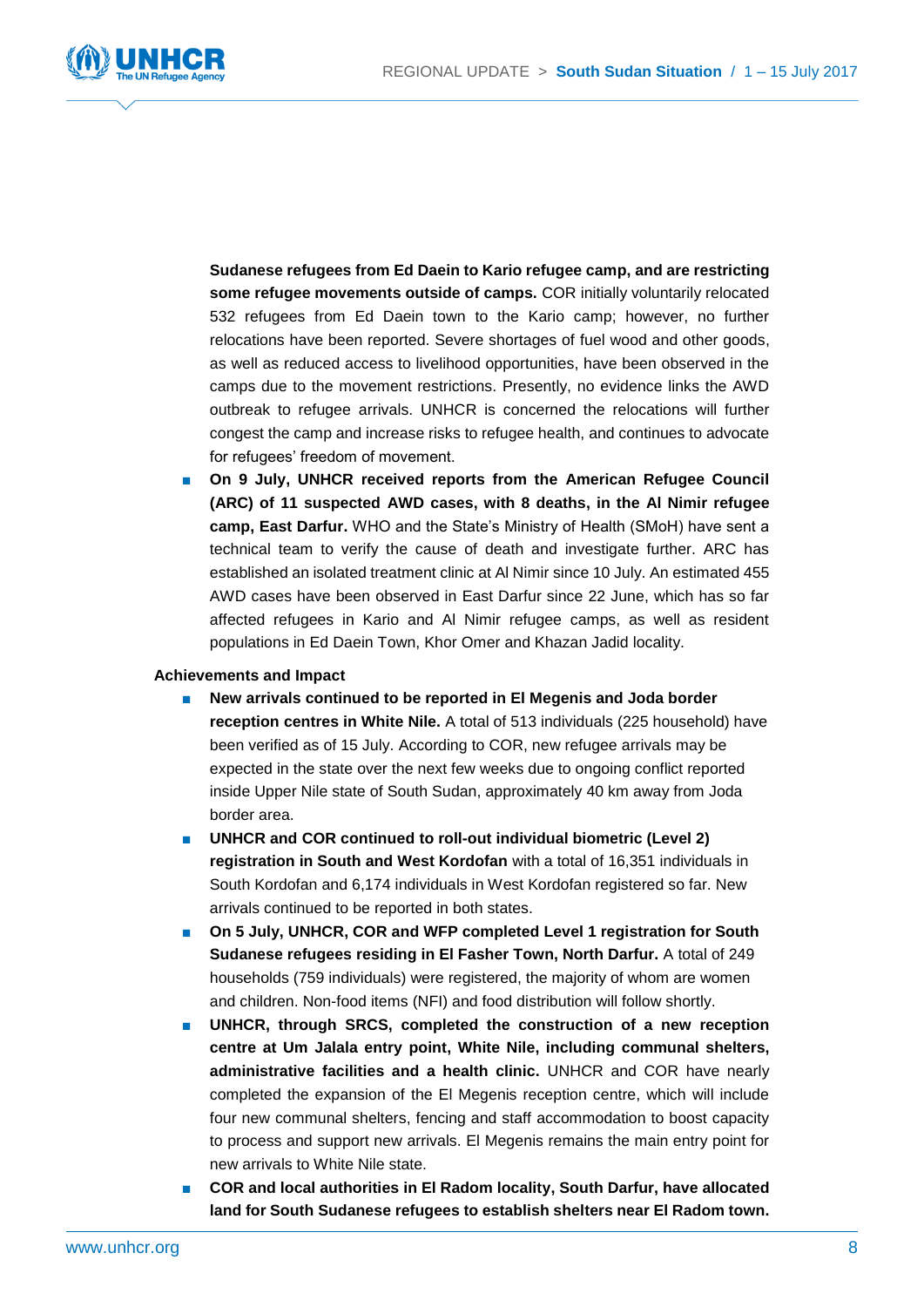**Sudanese refugees from Ed Daein to Kario refugee camp, and are restricting some refugee movements outside of camps.** COR initially voluntarily relocated 532 refugees from Ed Daein town to the Kario camp; however, no further relocations have been reported. Severe shortages of fuel wood and other goods, as well as reduced access to livelihood opportunities, have been observed in the camps due to the movement restrictions. Presently, no evidence links the AWD outbreak to refugee arrivals. UNHCR is concerned the relocations will further congest the camp and increase risks to refugee health, and continues to advocate for refugees' freedom of movement.

- **On 9 July, UNHCR received reports from the American Refugee Council (ARC) of 11 suspected AWD cases, with 8 deaths, in the Al Nimir refugee camp, East Darfur.** WHO and the State's Ministry of Health (SMoH) have sent a technical team to verify the cause of death and investigate further. ARC has established an isolated treatment clinic at Al Nimir since 10 July. An estimated 455 AWD cases have been observed in East Darfur since 22 June, which has so far affected refugees in Kario and Al Nimir refugee camps, as well as resident populations in Ed Daein Town, Khor Omer and Khazan Jadid locality.

**Achievements and Impact**

- **New arrivals continued to be reported in El Megenis and Joda border reception centres in White Nile.** A total of 513 individuals (225 household) have been verified as of 15 July. According to COR, new refugee arrivals may be expected in the state over the next few weeks due to ongoing conflict reported inside Upper Nile state of South Sudan, approximately 40 km away from Joda border area.
- **UNHCR and COR continued to roll-out individual biometric (Level 2) registration in South and West Kordofan** with a total of 16,351 individuals in South Kordofan and 6,174 individuals in West Kordofan registered so far. New arrivals continued to be reported in both states.
- **On 5 July, UNHCR, COR and WFP completed Level 1 registration for South Sudanese refugees residing in El Fasher Town, North Darfur.** A total of 249 households (759 individuals) were registered, the majority of whom are women and children. Non-food items (NFI) and food distribution will follow shortly.
- **UNHCR, through SRCS, completed the construction of a new reception centre at Um Jalala entry point, White Nile, including communal shelters, administrative facilities and a health clinic.** UNHCR and COR have nearly completed the expansion of the El Megenis reception centre, which will include four new communal shelters, fencing and staff accommodation to boost capacity to process and support new arrivals. El Megenis remains the main entry point for new arrivals to White Nile state.
- **COR and local authorities in El Radom locality, South Darfur, have allocated land for South Sudanese refugees to establish shelters near El Radom town.**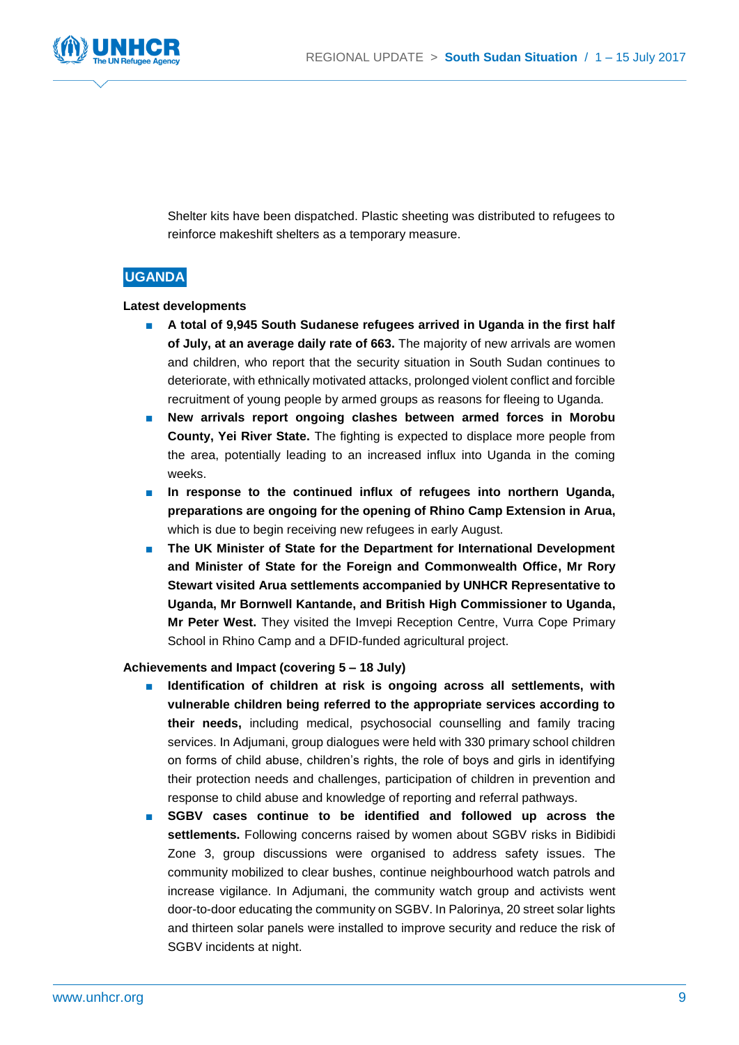Shelter kits have been dispatched. Plastic sheeting was distributed to refugees to reinforce makeshift shelters as a temporary measure.

## UGANDA

**Latest developments**

- **A total of 9,945 South Sudanese refugees arrived in Uganda in the first half of July, at an average daily rate of 663.** The majority of new arrivals are women and children, who report that the security situation in South Sudan continues to deteriorate, with ethnically motivated attacks, prolonged violent conflict and forcible recruitment of young people by armed groups as reasons for fleeing to Uganda.
- **New arrivals report ongoing clashes between armed forces in Morobu County, Yei River State.** The fighting is expected to displace more people from the area, potentially leading to an increased influx into Uganda in the coming weeks.
- **In response to the continued influx of refugees into northern Uganda, preparations are ongoing for the opening of Rhino Camp Extension in Arua,** which is due to begin receiving new refugees in early August.
- **The UK Minister of State for the Department for International Development and Minister of State for the Foreign and Commonwealth Office, Mr Rory Stewart visited Arua settlements accompanied by UNHCR Representative to Uganda, Mr Bornwell Kantande, and British High Commissioner to Uganda, Mr Peter West.** They visited the Imvepi Reception Centre, Vurra Cope Primary School in Rhino Camp and a DFID-funded agricultural project.

**Achievements and Impact (covering 5 – 18 July)**

- **Identification of children at risk is ongoing across all settlements, with vulnerable children being referred to the appropriate services according to their needs,** including medical, psychosocial counselling and family tracing services. In Adjumani, group dialogues were held with 330 primary school children on forms of child abuse, children's rights, the role of boys and girls in identifying their protection needs and challenges, participation of children in prevention and response to child abuse and knowledge of reporting and referral pathways.
- **SGBV cases continue to be identified and followed up across the settlements.** Following concerns raised by women about SGBV risks in Bidibidi Zone 3, group discussions were organised to address safety issues. The community mobilized to clear bushes, continue neighbourhood watch patrols and increase vigilance. In Adjumani, the community watch group and activists went door-to-door educating the community on SGBV. In Palorinya, 20 street solar lights and thirteen solar panels were installed to improve security and reduce the risk of SGBV incidents at night.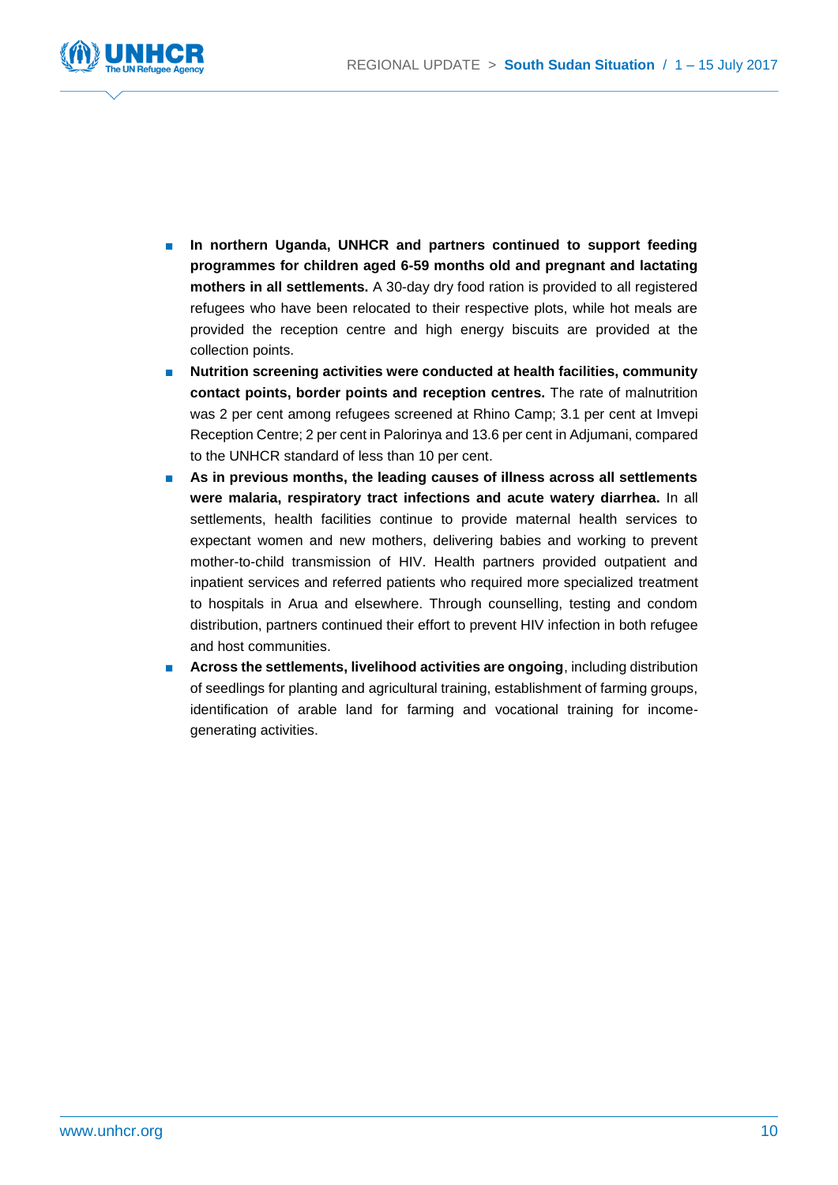- **In northern Uganda, UNHCR and partners continued to support feeding programmes for children aged 6-59 months old and pregnant and lactating mothers in all settlements.** A 30-day dry food ration is provided to all registered refugees who have been relocated to their respective plots, while hot meals are provided the reception centre and high energy biscuits are provided at the collection points.
- **Nutrition screening activities were conducted at health facilities, community contact points, border points and reception centres.** The rate of malnutrition was 2 per cent among refugees screened at Rhino Camp; 3.1 per cent at Imvepi Reception Centre; 2 per cent in Palorinya and 13.6 per cent in Adjumani, compared to the UNHCR standard of less than 10 per cent.
- **As in previous months, the leading causes of illness across all settlements were malaria, respiratory tract infections and acute watery diarrhea.** In all settlements, health facilities continue to provide maternal health services to expectant women and new mothers, delivering babies and working to prevent mother-to-child transmission of HIV. Health partners provided outpatient and inpatient services and referred patients who required more specialized treatment to hospitals in Arua and elsewhere. Through counselling, testing and condom distribution, partners continued their effort to prevent HIV infection in both refugee and host communities.
- **Across the settlements, livelihood activities are ongoing**, including distribution of seedlings for planting and agricultural training, establishment of farming groups, identification of arable land for farming and vocational training for income-generating activities.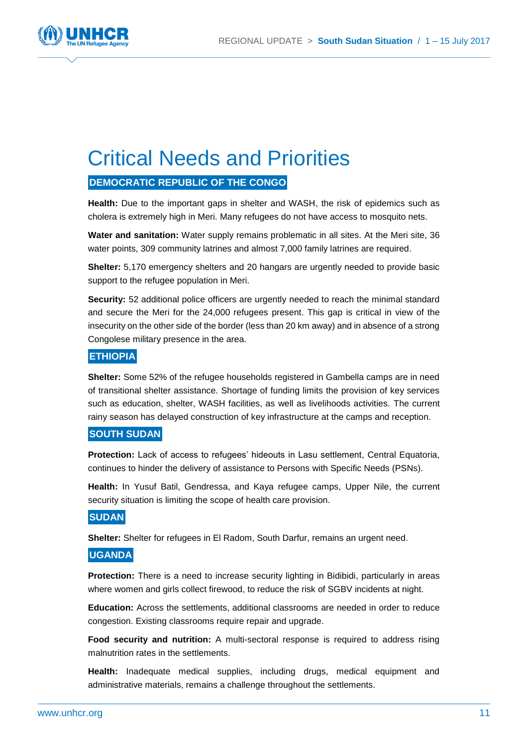# Critical Needs and Priorities

## DEMOCRATIC REPUBLIC OF THE CONGO

**Health:** Due to the important gaps in shelter and WASH, the risk of epidemics such as cholera is extremely high in Meri. Many refugees do not have access to mosquito nets.

**Water and sanitation:** Water supply remains problematic in all sites. At the Meri site, 36 water points, 309 community latrines and almost 7,000 family latrines are required.

**Shelter:** 5,170 emergency shelters and 20 hangars are urgently needed to provide basic support to the refugee population in Meri.

**Security:** 52 additional police officers are urgently needed to reach the minimal standard and secure the Meri for the 24,000 refugees present. This gap is critical in view of the insecurity on the other side of the border (less than 20 km away) and in absence of a strong Congolese military presence in the area.

## ETHIOPIA

**Shelter:** Some 52% of the refugee households registered in Gambella camps are in need of transitional shelter assistance. Shortage of funding limits the provision of key services such as education, shelter, WASH facilities, as well as livelihoods activities. The current rainy season has delayed construction of key infrastructure at the camps and reception.

## SOUTH SUDAN

**Protection:** Lack of access to refugees' hideouts in Lasu settlement, Central Equatoria, continues to hinder the delivery of assistance to Persons with Specific Needs (PSNs).

**Health:** In Yusuf Batil, Gendressa, and Kaya refugee camps, Upper Nile, the current security situation is limiting the scope of health care provision.

## SUDAN

**Shelter:** Shelter for refugees in El Radom, South Darfur, remains an urgent need.

## UGANDA

**Protection:** There is a need to increase security lighting in Bidibidi, particularly in areas where women and girls collect firewood, to reduce the risk of SGBV incidents at night.

**Education:** Across the settlements, additional classrooms are needed in order to reduce congestion. Existing classrooms require repair and upgrade.

**Food security and nutrition:** A multi-sectoral response is required to address rising malnutrition rates in the settlements.

**Health:** Inadequate medical supplies, including drugs, medical equipment and administrative materials, remains a challenge throughout the settlements.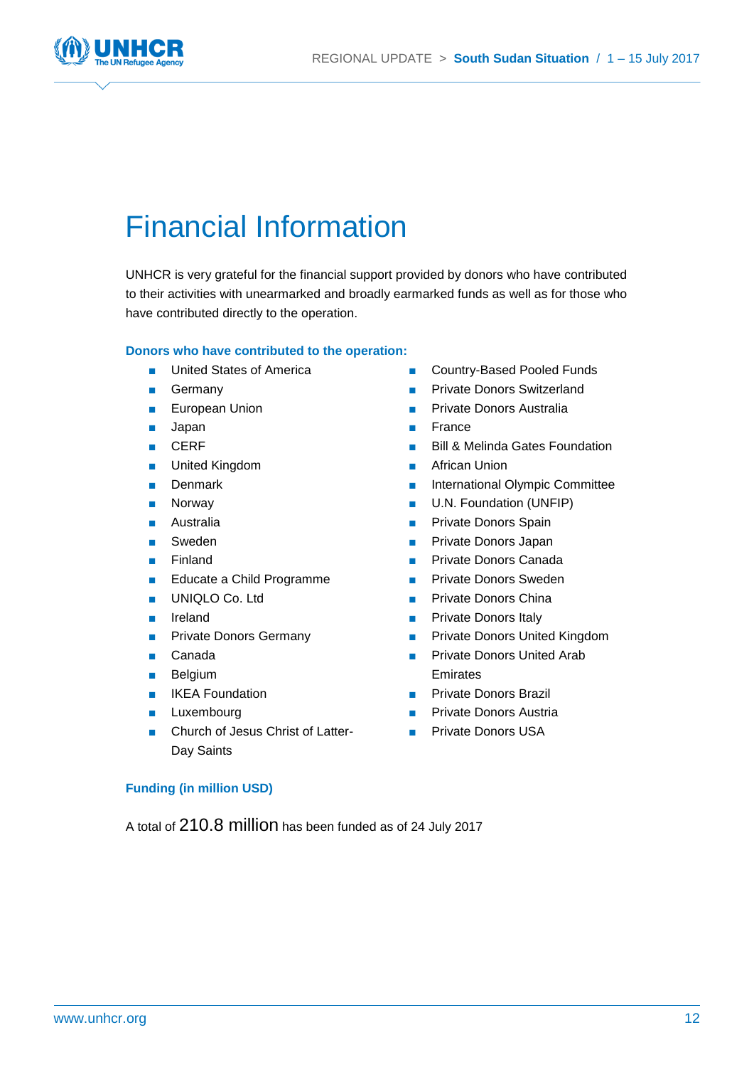# Financial Information

UNHCR is very grateful for the financial support provided by donors who have contributed to their activities with unearmarked and broadly earmarked funds as well as for those who have contributed directly to the operation.

### Donors who have contributed to the operation:

- United States of America
- Germany
- European Union
- Japan
- CERF
- United Kingdom
- Denmark
- Norway
- Australia
- Sweden
- Finland
- Educate a Child Programme
- UNIQLO Co. Ltd
- Ireland
- Private Donors Germany
- Canada
- Belgium
- IKEA Foundation
- Luxembourg
- Church of Jesus Christ of Latter-Day Saints
- Country-Based Pooled Funds
- Private Donors Switzerland
- Private Donors Australia
- France
- Bill & Melinda Gates Foundation
- African Union
- International Olympic Committee
- U.N. Foundation (UNFIP)
- Private Donors Spain
- Private Donors Japan
- Private Donors Canada
- Private Donors Sweden
- Private Donors China
- Private Donors Italy
- Private Donors United Kingdom
- Private Donors United Arab Emirates
- Private Donors Brazil
- Private Donors Austria
- Private Donors USA

### Funding (in million USD)

A total of 210.8 million has been funded as of 24 July 2017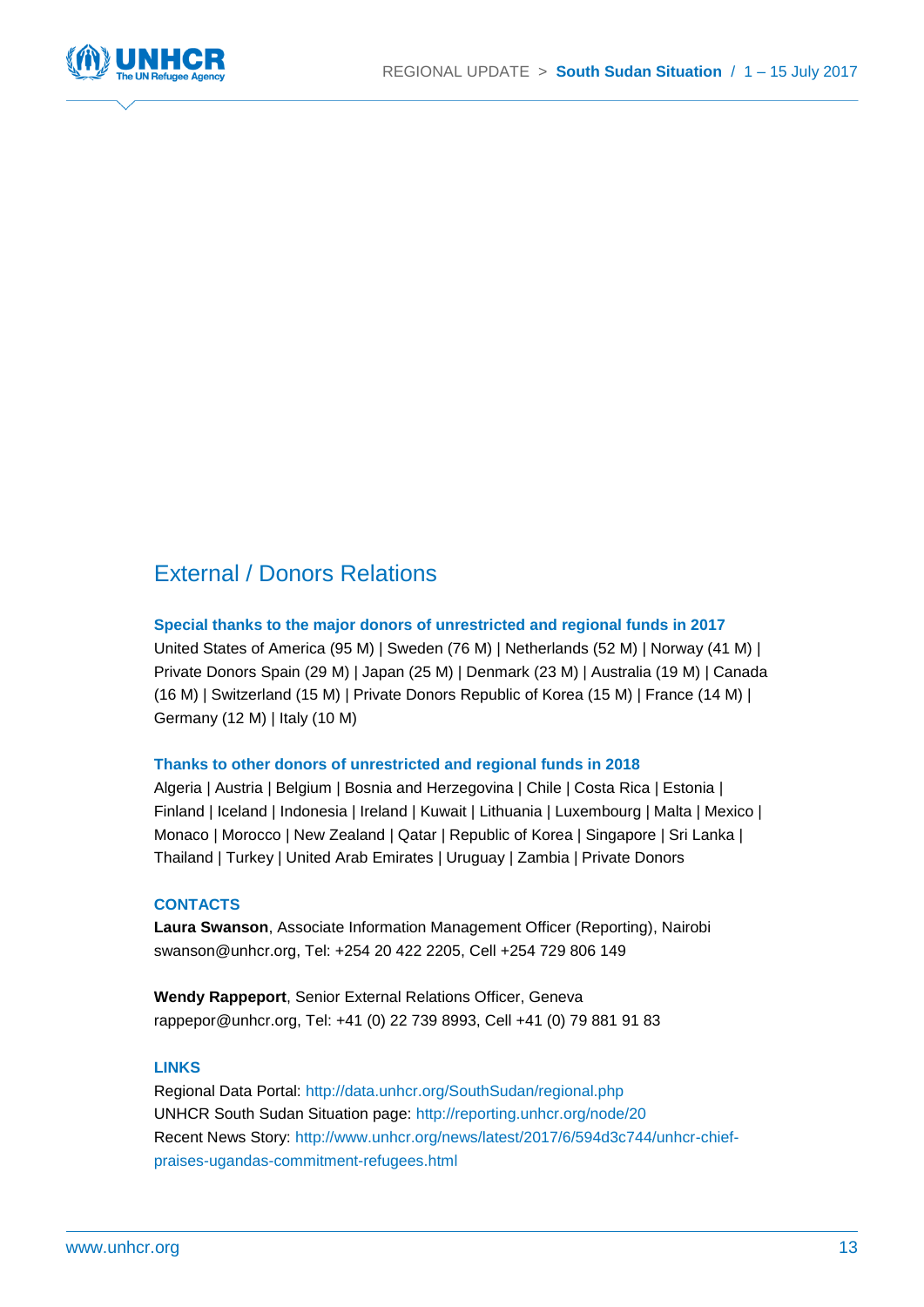## External / Donors Relations

**Special thanks to the major donors of unrestricted and regional funds in 2017**

United States of America (95 M) | Sweden (76 M) | Netherlands (52 M) | Norway (41 M) | Private Donors Spain (29 M) | Japan (25 M) | Denmark (23 M) | Australia (19 M) | Canada (16 M) | Switzerland (15 M) | Private Donors Republic of Korea (15 M) | France (14 M) | Germany (12 M) | Italy (10 M)

**Thanks to other donors of unrestricted and regional funds in 2018**

Algeria | Austria | Belgium | Bosnia and Herzegovina | Chile | Costa Rica | Estonia | Finland | Iceland | Indonesia | Ireland | Kuwait | Lithuania | Luxembourg | Malta | Mexico | Monaco | Morocco | New Zealand | Qatar | Republic of Korea | Singapore | Sri Lanka | Thailand | Turkey | United Arab Emirates | Uruguay | Zambia | Private Donors

**CONTACTS**

**Laura Swanson**, Associate Information Management Officer (Reporting), Nairobi
swanson@unhcr.org, Tel: +254 20 422 2205, Cell +254 729 806 149

**Wendy Rappeport**, Senior External Relations Officer, Geneva
rappepor@unhcr.org, Tel: +41 (0) 22 739 8993, Cell +41 (0) 79 881 91 83

**LINKS**

Regional Data Portal: http://data.unhcr.org/SouthSudan/regional.php
UNHCR South Sudan Situation page: http://reporting.unhcr.org/node/20
Recent News Story: http://www.unhcr.org/news/latest/2017/6/594d3c744/unhcr-chief-praises-ugandas-commitment-refugees.html